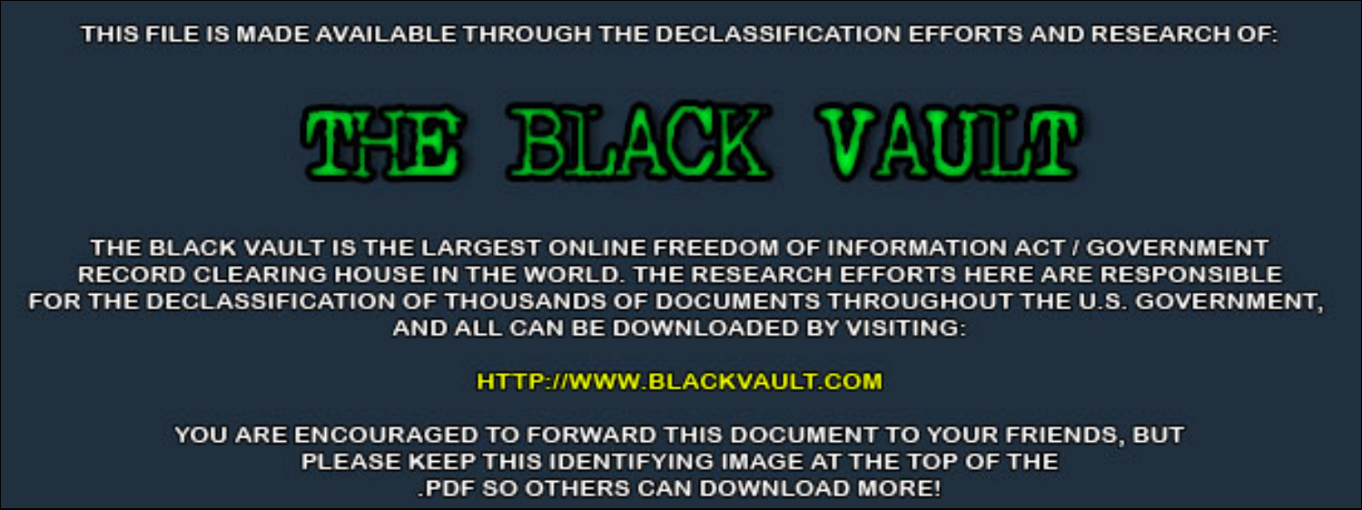THIS FILE IS MADE AVAILABLE THROUGH THE DECLASSIFICATION EFFORTS AND RESEARCH OF:

# THE BLACK VAULT

THE BLACK VAULT IS THE LARGEST ONLINE FREEDOM OF INFORMATION ACT / GOVERNMENT RECORD CLEARING HOUSE IN THE WORLD. THE RESEARCH EFFORTS HERE ARE RESPONSIBLE FOR THE DECLASSIFICATION OF THOUSANDS OF DOCUMENTS THROUGHOUT THE U.S. GOVERNMENT, AND ALL CAN BE DOWNLOADED BY VISITING:

HTTP://WWW.BLACKVAULT.COM

YOU ARE ENCOURAGED TO FORWARD THIS DOCUMENT TO YOUR FRIENDS, BUT PLEASE KEEP THIS IDENTIFYING IMAGE AT THE TOP OF THE .PDF SO OTHERS CAN DOWNLOAD MORE!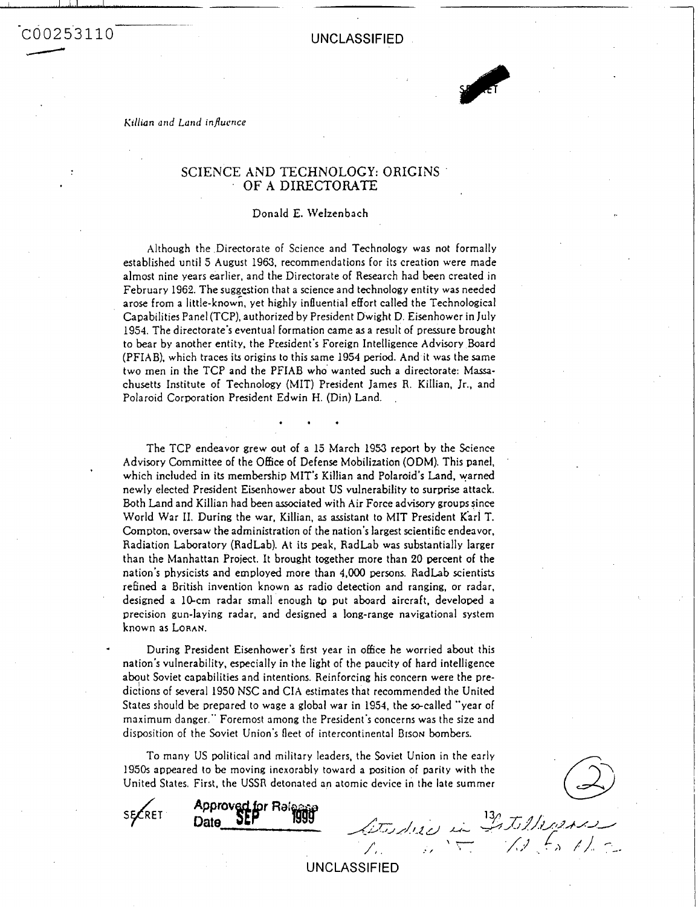*Killian and Land influence*

# SCIENCE AND TECHNOLOGY: ORIGINS OF A DIRECTORATE

Donald E. Welzenbach

Although the Directorate of Science and Technology was not formally established until 5 August 1963, recommendations for its creation were made almost nine years earlier, and the Directorate of Research had been created in February 1962. The suggestion that a science and technology entity was needed arose from a little-known, yet highly influential effort called the Technological Capabilities Panel (TCP), authorized by President Dwight D. Eisenhower in July 1954. The directorate's eventual formation came as a result of pressure brought to bear by another entity, the President's Foreign Intelligence Advisory Board (PFIAB), which traces its origins to this same 1954 period. And it was the same two men in the TCP and the PFIAB who wanted such a directorate: Massachusetts Institute of Technology (MIT) President James R. Killian, Jr., and Polaroid Corporation President Edwin H. (Din) Land.

• • •

The TCP endeavor grew out of a 15 March 1953 report by the Science Advisory Committee of the Office of Defense Mobilization (ODM). This panel, which included in its membership MIT's Killian and Polaroid's Land, warned newly elected President Eisenhower about US vulnerability to surprise attack. Both Land and Killian had been associated with Air Force advisory groups since World War II. During the war, Killian, as assistant to MIT President Karl T. Compton, oversaw the administration of the nation's largest scientific endeavor, Radiation Laboratory (RadLab). At its peak, RadLab was substantially larger than the Manhattan Project. It brought together more than 20 percent of the nation's physicists and employed more than 4,000 persons. RadLab scientists refined a British invention known as radio detection and ranging, or radar, designed a 10-cm radar small enough to put aboard aircraft, developed a precision gun-laying radar, and designed a long-range navigational system known as LORAN.

During President Eisenhower's first year in office he worried about this nation's vulnerability, especially in the light of the paucity of hard intelligence about Soviet capabilities and intentions. Reinforcing his concern were the predictions of several 1950 NSC and CIA estimates that recommended the United States should be prepared to wage a global war in 1954, the so-called "year of maximum danger." Foremost among the President's concerns was the size and disposition of the Soviet Union's fleet of intercontinental BISON bombers.

To many US political and military leaders, the Soviet Union in the early 1950s appeared to be moving inexorably toward a position of parity with the United States. First, the USSR detonated an atomic device in the late summer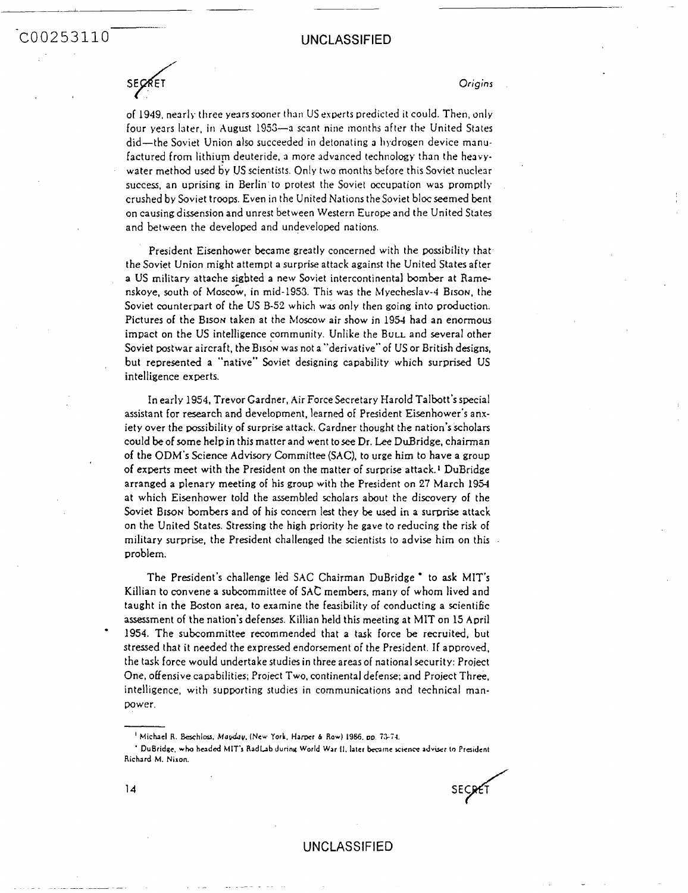of 1949, nearly three years sooner than US experts predicted it could. Then, only four years later, in August 1953—a scant nine months after the United States did—the Soviet Union also succeeded in detonating a hydrogen device manufactured from lithium deuteride, a more advanced technology than the heavy-water method used by US scientists. Only two months before this Soviet nuclear success, an uprising in Berlin to protest the Soviet occupation was promptly crushed by Soviet troops. Even in the United Nations the Soviet bloc seemed bent on causing dissension and unrest between Western Europe and the United States and between the developed and undeveloped nations.

President Eisenhower became greatly concerned with the possibility that the Soviet Union might attempt a surprise attack against the United States after a US military attache sighted a new Soviet intercontinental bomber at Ramenskoye, south of Moscow, in mid-1953. This was the Myecheslav-4 BISON, the Soviet counterpart of the US B-52 which was only then going into production. Pictures of the BISON taken at the Moscow air show in 1954 had an enormous impact on the US intelligence community. Unlike the BULL and several other Soviet postwar aircraft, the BISON was not a "derivative" of US or British designs, but represented a "native" Soviet designing capability which surprised US intelligence experts.

In early 1954, Trevor Gardner, Air Force Secretary Harold Talbott's special assistant for research and development, learned of President Eisenhower's anxiety over the possibility of surprise attack. Gardner thought the nation's scholars could be of some help in this matter and went to see Dr. Lee DuBridge, chairman of the ODM's Science Advisory Committee (SAC), to urge him to have a group of experts meet with the President on the matter of surprise attack.[1] DuBridge arranged a plenary meeting of his group with the President on 27 March 1954 at which Eisenhower told the assembled scholars about the discovery of the Soviet BISON bombers and of his concern lest they be used in a surprise attack on the United States. Stressing the high priority he gave to reducing the risk of military surprise, the President challenged the scientists to advise him on this problem.

The President's challenge led SAC Chairman DuBridge* to ask MIT's Killian to convene a subcommittee of SAC members, many of whom lived and taught in the Boston area, to examine the feasibility of conducting a scientific assessment of the nation's defenses. Killian held this meeting at MIT on 15 April 1954. The subcommittee recommended that a task force be recruited, but stressed that it needed the expressed endorsement of the President. If approved, the task force would undertake studies in three areas of national security: Project One, offensive capabilities; Project Two, continental defense; and Project Three, intelligence, with supporting studies in communications and technical manpower.

---

[1] Michael R. Beschloss, *Mayday*, (New York, Harper & Row) 1986, pp. 73-74.

* DuBridge, who headed MIT's RadLab during World War II, later became science adviser to President Richard M. Nixon.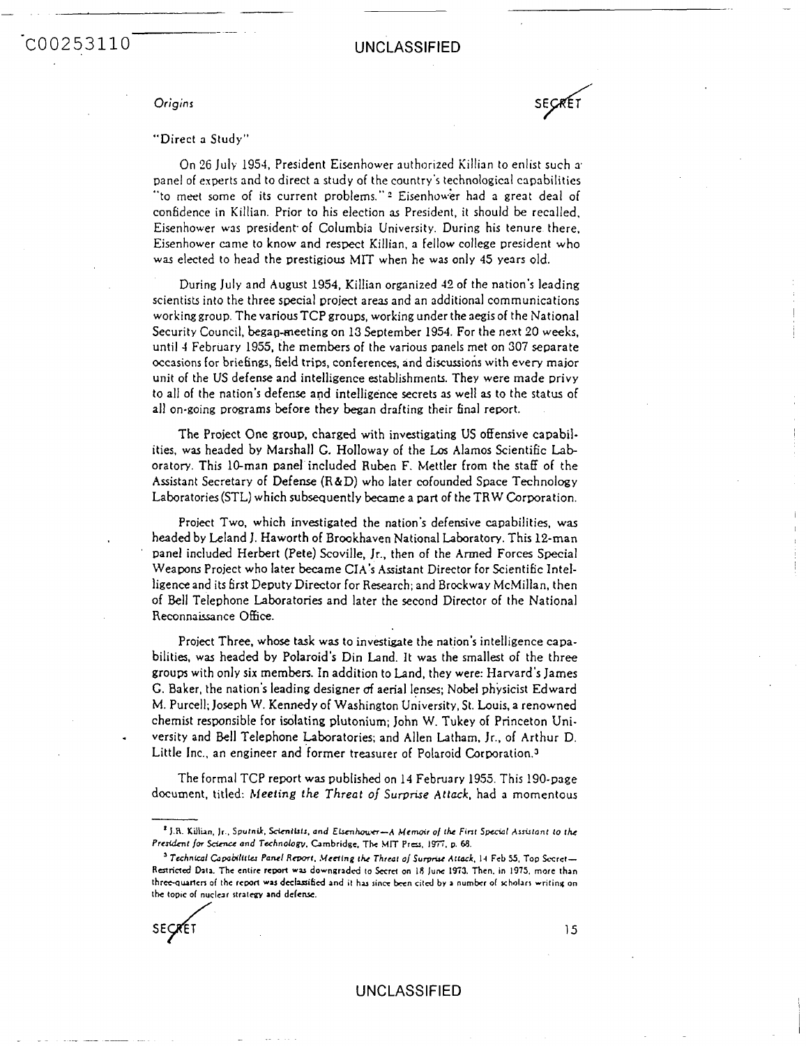"Direct a Study"

On 26 July 1954, President Eisenhower authorized Killian to enlist such a panel of experts and to direct a study of the country's technological capabilities "to meet some of its current problems."[2] Eisenhower had a great deal of confidence in Killian. Prior to his election as President, it should be recalled, Eisenhower was president of Columbia University. During his tenure there, Eisenhower came to know and respect Killian, a fellow college president who was elected to head the prestigious MIT when he was only 45 years old.

During July and August 1954, Killian organized 42 of the nation's leading scientists into the three special project areas and an additional communications working group. The various TCP groups, working under the aegis of the National Security Council, began meeting on 13 September 1954. For the next 20 weeks, until 4 February 1955, the members of the various panels met on 307 separate occasions for briefings, field trips, conferences, and discussions with every major unit of the US defense and intelligence establishments. They were made privy to all of the nation's defense and intelligence secrets as well as to the status of all on-going programs before they began drafting their final report.

The Project One group, charged with investigating US offensive capabilities, was headed by Marshall G. Holloway of the Los Alamos Scientific Laboratory. This 10-man panel included Ruben F. Mettler from the staff of the Assistant Secretary of Defense (R&D) who later cofounded Space Technology Laboratories (STL) which subsequently became a part of the TRW Corporation.

Project Two, which investigated the nation's defensive capabilities, was headed by Leland J. Haworth of Brookhaven National Laboratory. This 12-man panel included Herbert (Pete) Scoville, Jr., then of the Armed Forces Special Weapons Project who later became CIA's Assistant Director for Scientific Intelligence and its first Deputy Director for Research; and Brockway McMillan, then of Bell Telephone Laboratories and later the second Director of the National Reconnaissance Office.

Project Three, whose task was to investigate the nation's intelligence capabilities, was headed by Polaroid's Din Land. It was the smallest of the three groups with only six members. In addition to Land, they were: Harvard's James G. Baker, the nation's leading designer of aerial lenses; Nobel physicist Edward M. Purcell; Joseph W. Kennedy of Washington University, St. Louis, a renowned chemist responsible for isolating plutonium; John W. Tukey of Princeton University and Bell Telephone Laboratories; and Allen Latham, Jr., of Arthur D. Little Inc., an engineer and former treasurer of Polaroid Corporation.[3]

The formal TCP report was published on 14 February 1955. This 190-page document, titled: *Meeting the Threat of Surprise Attack*, had a momentous

---

[2] J.R. Killian, Jr., *Sputnik, Scientists, and Eisenhower—A Memoir of the First Special Assistant to the President for Science and Technology*, Cambridge, The MIT Press, 1977, p. 68.

[3] *Technical Capabilities Panel Report, Meeting the Threat of Surprise Attack*, 14 Feb 55, Top Secret—Restricted Data. The entire report was downgraded to Secret on 18 June 1973. Then, in 1975, more than three-quarters of the report was declassified and it has since been cited by a number of scholars writing on the topic of nuclear strategy and defense.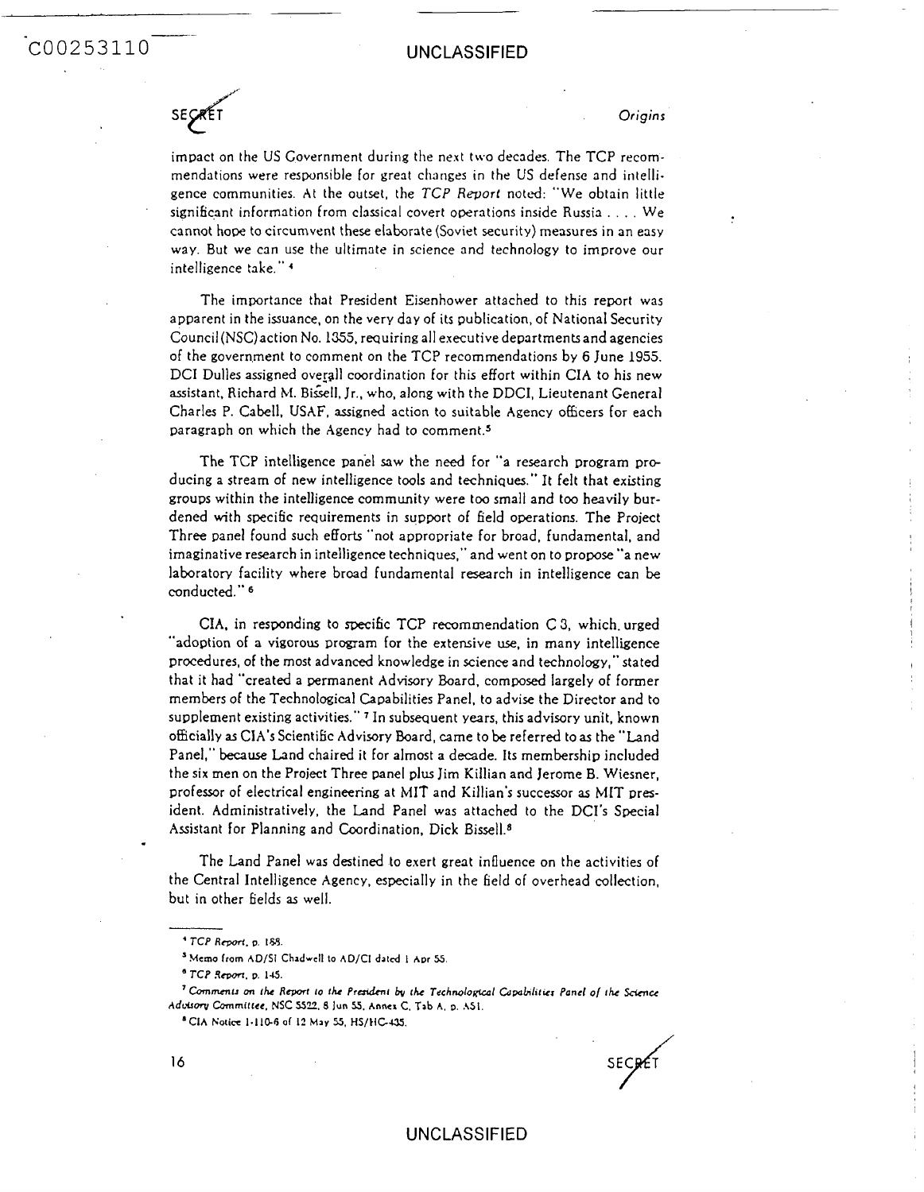impact on the US Government during the next two decades. The TCP recommendations were responsible for great changes in the US defense and intelligence communities. At the outset, the *TCP Report* noted: "We obtain little significant information from classical covert operations inside Russia . . . . We cannot hope to circumvent these elaborate (Soviet security) measures in an easy way. But we can use the ultimate in science and technology to improve our intelligence take." [4]

The importance that President Eisenhower attached to this report was apparent in the issuance, on the very day of its publication, of National Security Council (NSC) action No. 1355, requiring all executive departments and agencies of the government to comment on the TCP recommendations by 6 June 1955. DCI Dulles assigned overall coordination for this effort within CIA to his new assistant, Richard M. Bissell, Jr., who, along with the DDCI, Lieutenant General Charles P. Cabell, USAF, assigned action to suitable Agency officers for each paragraph on which the Agency had to comment.[5]

The TCP intelligence panel saw the need for "a research program producing a stream of new intelligence tools and techniques." It felt that existing groups within the intelligence community were too small and too heavily burdened with specific requirements in support of field operations. The Project Three panel found such efforts "not appropriate for broad, fundamental, and imaginative research in intelligence techniques," and went on to propose "a new laboratory facility where broad fundamental research in intelligence can be conducted." [6]

CIA, in responding to specific TCP recommendation C 3, which urged "adoption of a vigorous program for the extensive use, in many intelligence procedures, of the most advanced knowledge in science and technology," stated that it had "created a permanent Advisory Board, composed largely of former members of the Technological Capabilities Panel, to advise the Director and to supplement existing activities." [7] In subsequent years, this advisory unit, known officially as CIA's Scientific Advisory Board, came to be referred to as the "Land Panel," because Land chaired it for almost a decade. Its membership included the six men on the Project Three panel plus Jim Killian and Jerome B. Wiesner, professor of electrical engineering at MIT and Killian's successor as MIT president. Administratively, the Land Panel was attached to the DCI's Special Assistant for Planning and Coordination, Dick Bissell.[8]

The Land Panel was destined to exert great influence on the activities of the Central Intelligence Agency, especially in the field of overhead collection, but in other fields as well.

---

[4] *TCP Report*, p. 188.

[5] Memo from AD/SI Chadwell to AD/CI dated 1 Apr 55.

[6] *TCP Report*, p. 145.

[7] *Comments on the Report to the President by the Technological Capabilities Panel of the Science Advisory Committee*, NSC 5522, 8 Jun 55, Annex C, Tab A, p. A51.

[8] CIA Notice 1-110-6 of 12 May 55, HS/HC-435.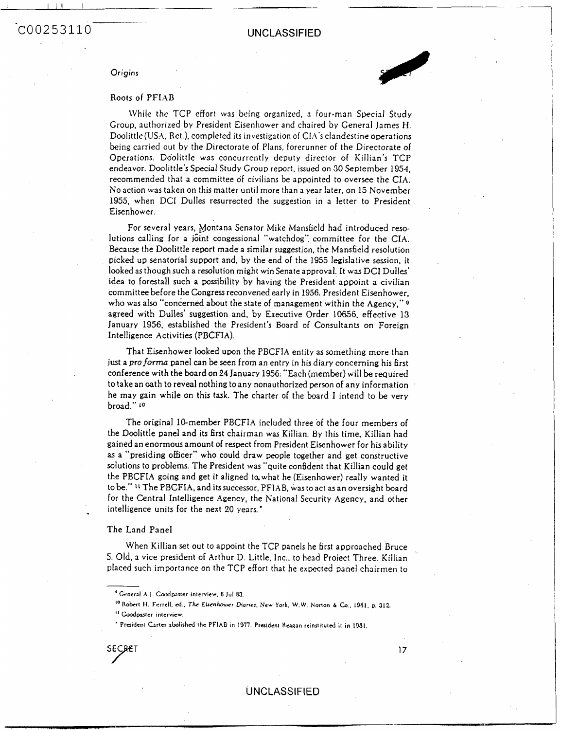Origins

## Roots of PFIAB

While the TCP effort was being organized, a four-man Special Study Group, authorized by President Eisenhower and chaired by General James H. Doolittle (USA, Ret.), completed its investigation of CIA's clandestine operations being carried out by the Directorate of Plans, forerunner of the Directorate of Operations. Doolittle was concurrently deputy director of Killian's TCP endeavor. Doolittle's Special Study Group report, issued on 30 September 1954, recommended that a committee of civilians be appointed to oversee the CIA. No action was taken on this matter until more than a year later, on 15 November 1955, when DCI Dulles resurrected the suggestion in a letter to President Eisenhower.

For several years, Montana Senator Mike Mansfield had introduced resolutions calling for a joint congessional "watchdog" committee for the CIA. Because the Doolittle report made a similar suggestion, the Mansfield resolution picked up senatorial support and, by the end of the 1955 legislative session, it looked as though such a resolution might win Senate approval. It was DCI Dulles' idea to forestall such a possibility by having the President appoint a civilian committee before the Congress reconvened early in 1956. President Eisenhower, who was also "concerned about the state of management within the Agency,"[9] agreed with Dulles' suggestion and, by Executive Order 10656, effective 13 January 1956, established the President's Board of Consultants on Foreign Intelligence Activities (PBCFIA).

That Eisenhower looked upon the PBCFIA entity as something more than just a *pro forma* panel can be seen from an entry in his diary concerning his first conference with the board on 24 January 1956: "Each (member) will be required to take an oath to reveal nothing to any nonauthorized person of any information he may gain while on this task. The charter of the board I intend to be very broad."[10]

The original 10-member PBCFIA included three of the four members of the Doolittle panel and its first chairman was Killian. By this time, Killian had gained an enormous amount of respect from President Eisenhower for his ability as a "presiding officer" who could draw people together and get constructive solutions to problems. The President was "quite confident that Killian could get the PBCFIA going and get it aligned to what he (Eisenhower) really wanted it to be."[11] The PBCFIA, and its successor, PFIAB, was to act as an oversight board for the Central Intelligence Agency, the National Security Agency, and other intelligence units for the next 20 years.*

## The Land Panel

When Killian set out to appoint the TCP panels he first approached Bruce S. Old, a vice president of Arthur D. Little, Inc., to head Project Three. Killian placed such importance on the TCP effort that he expected panel chairmen to

---

[9] General A.J. Goodpaster interview, 6 Jul 83.

[10] Robert H. Ferrell, ed., *The Eisenhower Diaries*, New York, W.W. Norton & Co., 1981, p. 312.

[11] Goodpaster interview.

\* President Carter abolished the PFIAB in 1977. President Reagan reinstituted it in 1981.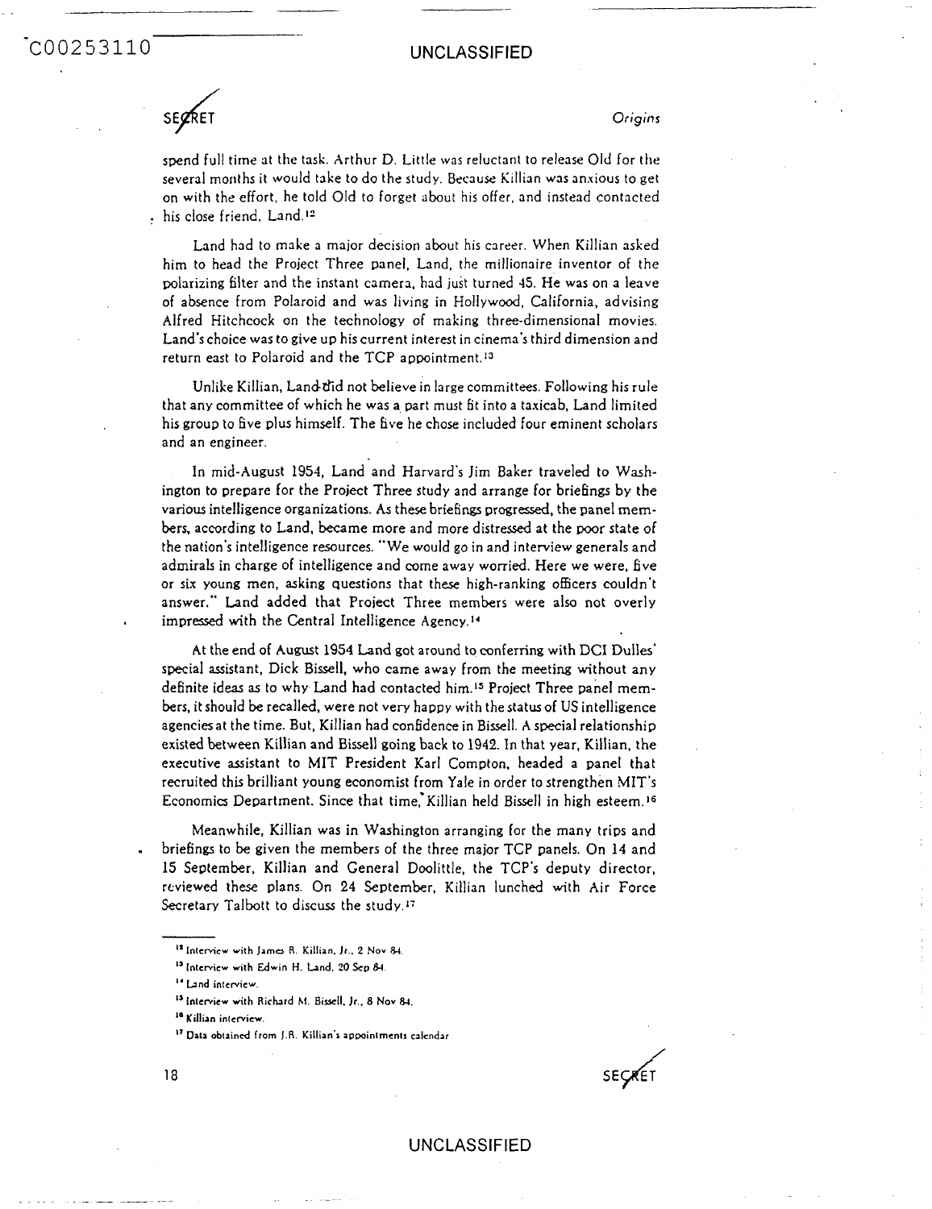spend full time at the task. Arthur D. Little was reluctant to release Old for the several months it would take to do the study. Because Killian was anxious to get on with the effort, he told Old to forget about his offer, and instead contacted his close friend, Land.[12]

Land had to make a major decision about his career. When Killian asked him to head the Project Three panel, Land, the millionaire inventor of the polarizing filter and the instant camera, had just turned 45. He was on a leave of absence from Polaroid and was living in Hollywood, California, advising Alfred Hitchcock on the technology of making three-dimensional movies. Land's choice was to give up his current interest in cinema's third dimension and return east to Polaroid and the TCP appointment.[13]

Unlike Killian, Land did not believe in large committees. Following his rule that any committee of which he was a part must fit into a taxicab, Land limited his group to five plus himself. The five he chose included four eminent scholars and an engineer.

In mid-August 1954, Land and Harvard's Jim Baker traveled to Washington to prepare for the Project Three study and arrange for briefings by the various intelligence organizations. As these briefings progressed, the panel members, according to Land, became more and more distressed at the poor state of the nation's intelligence resources. "We would go in and interview generals and admirals in charge of intelligence and come away worried. Here we were, five or six young men, asking questions that these high-ranking officers couldn't answer." Land added that Project Three members were also not overly impressed with the Central Intelligence Agency.[14]

At the end of August 1954 Land got around to conferring with DCI Dulles' special assistant, Dick Bissell, who came away from the meeting without any definite ideas as to why Land had contacted him.[15] Project Three panel members, it should be recalled, were not very happy with the status of US intelligence agencies at the time. But, Killian had confidence in Bissell. A special relationship existed between Killian and Bissell going back to 1942. In that year, Killian, the executive assistant to MIT President Karl Compton, headed a panel that recruited this brilliant young economist from Yale in order to strengthen MIT's Economics Department. Since that time, Killian held Bissell in high esteem.[16]

Meanwhile, Killian was in Washington arranging for the many trips and briefings to be given the members of the three major TCP panels. On 14 and 15 September, Killian and General Doolittle, the TCP's deputy director, reviewed these plans. On 24 September, Killian lunched with Air Force Secretary Talbott to discuss the study.[17]

---

[12] Interview with James R. Killian, Jr., 2 Nov 84.

[13] Interview with Edwin H. Land, 20 Sep 84.

[14] Land interview.

[15] Interview with Richard M. Bissell, Jr., 8 Nov 84.

[16] Killian interview.

[17] Data obtained from J.R. Killian's appointments calendar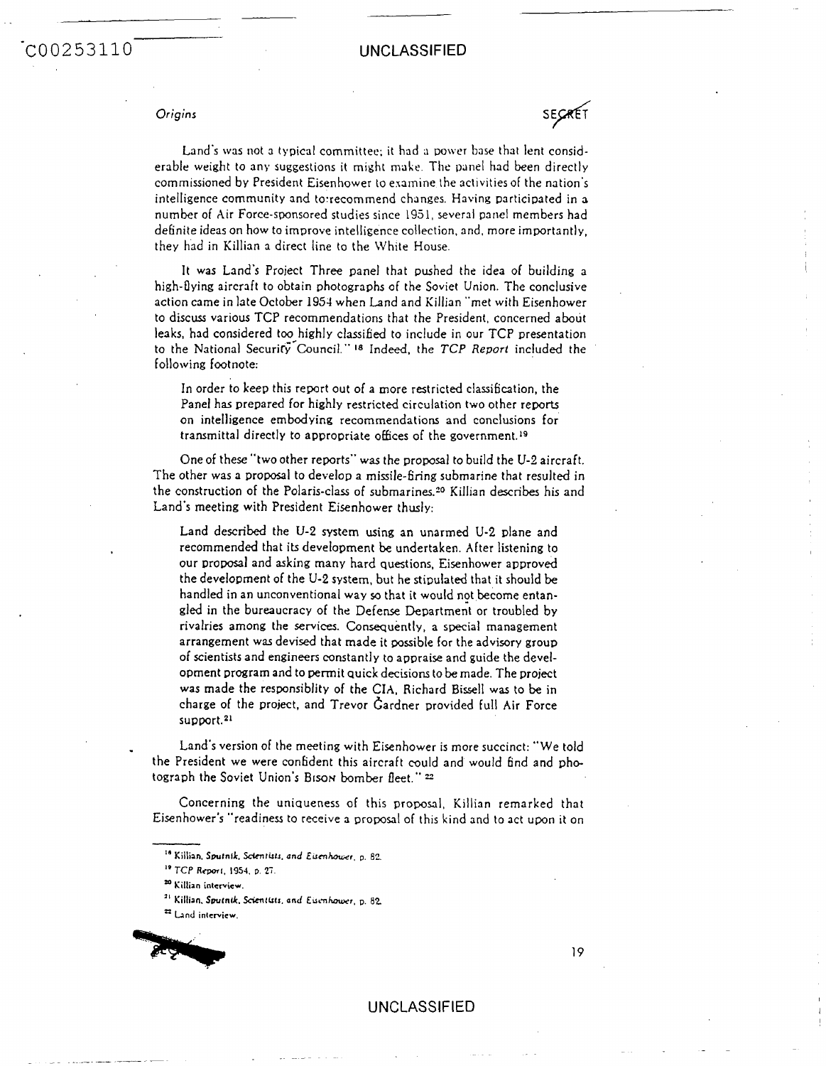Land's was not a typical committee; it had a power base that lent considerable weight to any suggestions it might make. The panel had been directly commissioned by President Eisenhower to examine the activities of the nation's intelligence community and to recommend changes. Having participated in a number of Air Force-sponsored studies since 1951, several panel members had definite ideas on how to improve intelligence collection, and, more importantly, they had in Killian a direct line to the White House.

It was Land's Project Three panel that pushed the idea of building a high-flying aircraft to obtain photographs of the Soviet Union. The conclusive action came in late October 1954 when Land and Killian "met with Eisenhower to discuss various TCP recommendations that the President, concerned about leaks, had considered too highly classified to include in our TCP presentation to the National Security Council."[18] Indeed, the *TCP Report* included the following footnote:

> In order to keep this report out of a more restricted classification, the Panel has prepared for highly restricted circulation two other reports on intelligence embodying recommendations and conclusions for transmittal directly to appropriate offices of the government.[19]

One of these "two other reports" was the proposal to build the U-2 aircraft. The other was a proposal to develop a missile-firing submarine that resulted in the construction of the Polaris-class of submarines.[20] Killian describes his and Land's meeting with President Eisenhower thusly:

> Land described the U-2 system using an unarmed U-2 plane and recommended that its development be undertaken. After listening to our proposal and asking many hard questions, Eisenhower approved the development of the U-2 system, but he stipulated that it should be handled in an unconventional way so that it would not become entangled in the bureaucracy of the Defense Department or troubled by rivalries among the services. Consequently, a special management arrangement was devised that made it possible for the advisory group of scientists and engineers constantly to appraise and guide the development program and to permit quick decisions to be made. The project was made the responsiblity of the CIA, Richard Bissell was to be in charge of the project, and Trevor Gardner provided full Air Force support.[21]

Land's version of the meeting with Eisenhower is more succinct: "We told the President we were confident this aircraft could and would find and photograph the Soviet Union's BISON bomber fleet."[22]

Concerning the uniqueness of this proposal, Killian remarked that Eisenhower's "readiness to receive a proposal of this kind and to act upon it on

---

[18] Killian, *Sputnik, Scientists, and Eisenhower*, p. 82.

[19] *TCP Report*, 1954, p. 27.

[20] Killian interview.

[21] Killian, *Sputnik, Scientists, and Eisenhower*, p. 82.

[22] Land interview.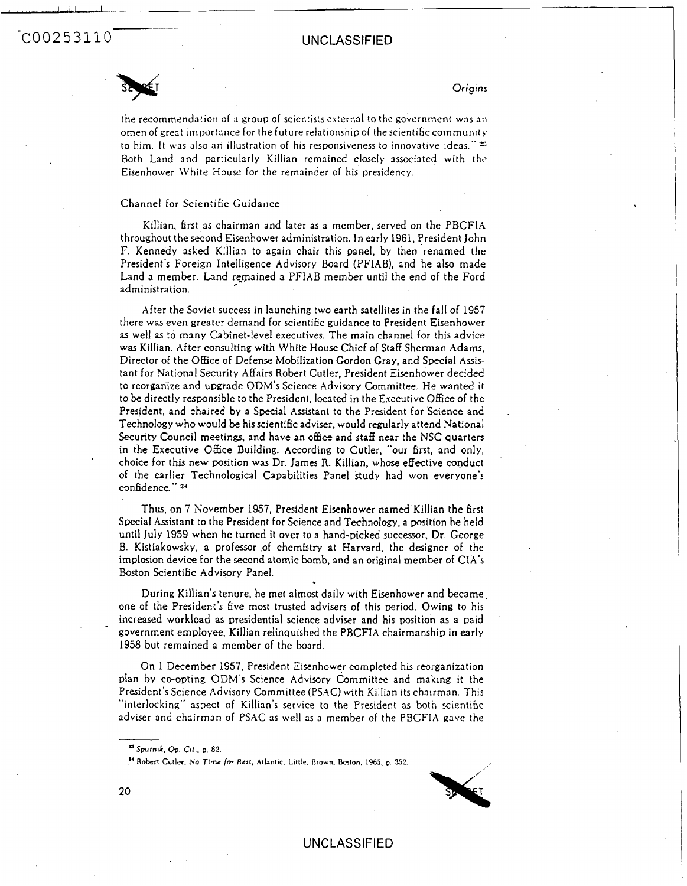the recommendation of a group of scientists external to the government was an omen of great importance for the future relationship of the scientific community to him. It was also an illustration of his responsiveness to innovative ideas." [23] Both Land and particularly Killian remained closely associated with the Eisenhower White House for the remainder of his presidency.

### Channel for Scientific Guidance

Killian, first as chairman and later as a member, served on the PBCFIA throughout the second Eisenhower administration. In early 1961, President John F. Kennedy asked Killian to again chair this panel, by then renamed the President's Foreign Intelligence Advisory Board (PFIAB), and he also made Land a member. Land remained a PFIAB member until the end of the Ford administration.

After the Soviet success in launching two earth satellites in the fall of 1957 there was even greater demand for scientific guidance to President Eisenhower as well as to many Cabinet-level executives. The main channel for this advice was Killian. After consulting with White House Chief of Staff Sherman Adams, Director of the Office of Defense Mobilization Gordon Gray, and Special Assistant for National Security Affairs Robert Cutler, President Eisenhower decided to reorganize and upgrade ODM's Science Advisory Committee. He wanted it to be directly responsible to the President, located in the Executive Office of the President, and chaired by a Special Assistant to the President for Science and Technology who would be his scientific adviser, would regularly attend National Security Council meetings, and have an office and staff near the NSC quarters in the Executive Office Building. According to Cutler, "our first, and only, choice for this new position was Dr. James R. Killian, whose effective conduct of the earlier Technological Capabilities Panel study had won everyone's confidence." [24]

Thus, on 7 November 1957, President Eisenhower named Killian the first Special Assistant to the President for Science and Technology, a position he held until July 1959 when he turned it over to a hand-picked successor, Dr. George B. Kistiakowsky, a professor of chemistry at Harvard, the designer of the implosion device for the second atomic bomb, and an original member of CIA's Boston Scientific Advisory Panel.

During Killian's tenure, he met almost daily with Eisenhower and became one of the President's five most trusted advisers of this period. Owing to his increased workload as presidential science adviser and his position as a paid government employee, Killian relinquished the PBCFIA chairmanship in early 1958 but remained a member of the board.

On 1 December 1957, President Eisenhower completed his reorganization plan by co-opting ODM's Science Advisory Committee and making it the President's Science Advisory Committee (PSAC) with Killian its chairman. This "interlocking" aspect of Killian's service to the President as both scientific adviser and chairman of PSAC as well as a member of the PBCFIA gave the

---

[23] *Sputnik, Op. Cit.*, p. 82.

[24] Robert Cutler, *No Time for Rest*, Atlantic, Little, Brown, Boston, 1965, p. 352.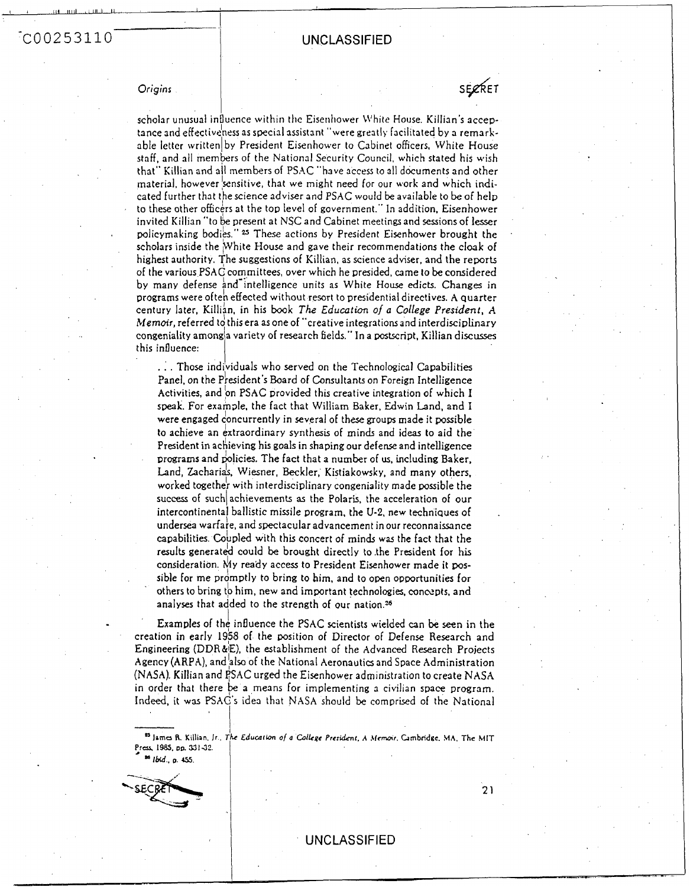scholar unusual influence within the Eisenhower White House. Killian's acceptance and effectiveness as special assistant "were greatly facilitated by a remarkable letter written by President Eisenhower to Cabinet officers, White House staff, and all members of the National Security Council, which stated his wish that" Killian and all members of PSAC "have access to all documents and other material, however sensitive, that we might need for our work and which indicated further that the science adviser and PSAC would be available to be of help to these other officers at the top level of government." In addition, Eisenhower invited Killian "to be present at NSC and Cabinet meetings and sessions of lesser policymaking bodies." [25] These actions by President Eisenhower brought the scholars inside the White House and gave their recommendations the cloak of highest authority. The suggestions of Killian, as science adviser, and the reports of the various PSAC committees, over which he presided, came to be considered by many defense and intelligence units as White House edicts. Changes in programs were often effected without resort to presidential directives. A quarter century later, Killian, in his book *The Education of a College President, A Memoir*, referred to this era as one of "creative integrations and interdisciplinary congeniality among a variety of research fields." In a postscript, Killian discusses this influence:

> . . . Those individuals who served on the Technological Capabilities Panel, on the President's Board of Consultants on Foreign Intelligence Activities, and on PSAC provided this creative integration of which I speak. For example, the fact that William Baker, Edwin Land, and I were engaged concurrently in several of these groups made it possible to achieve an extraordinary synthesis of minds and ideas to aid the President in achieving his goals in shaping our defense and intelligence programs and policies. The fact that a number of us, including Baker, Land, Zacharias, Wiesner, Beckler, Kistiakowsky, and many others, worked together with interdisciplinary congeniality made possible the success of such achievements as the Polaris, the acceleration of our intercontinental ballistic missile program, the U-2, new techniques of undersea warfare, and spectacular advancement in our reconnaissance capabilities. Coupled with this concert of minds was the fact that the results generated could be brought directly to the President for his consideration. My ready access to President Eisenhower made it possible for me promptly to bring to him, and to open opportunities for others to bring to him, new and important technologies, concepts, and analyses that added to the strength of our nation.[26]

Examples of the influence the PSAC scientists wielded can be seen in the creation in early 1958 of the position of Director of Defense Research and Engineering (DDR&E), the establishment of the Advanced Research Projects Agency (ARPA), and also of the National Aeronautics and Space Administration (NASA). Killian and PSAC urged the Eisenhower administration to create NASA in order that there be a means for implementing a civilian space program. Indeed, it was PSAC's idea that NASA should be comprised of the National

---

[25] James R. Killian, Jr., *The Education of a College President, A Memoir*, Cambridge, MA, The MIT Press, 1985, pp. 331-32.

[26] *Ibid.*, p. 455.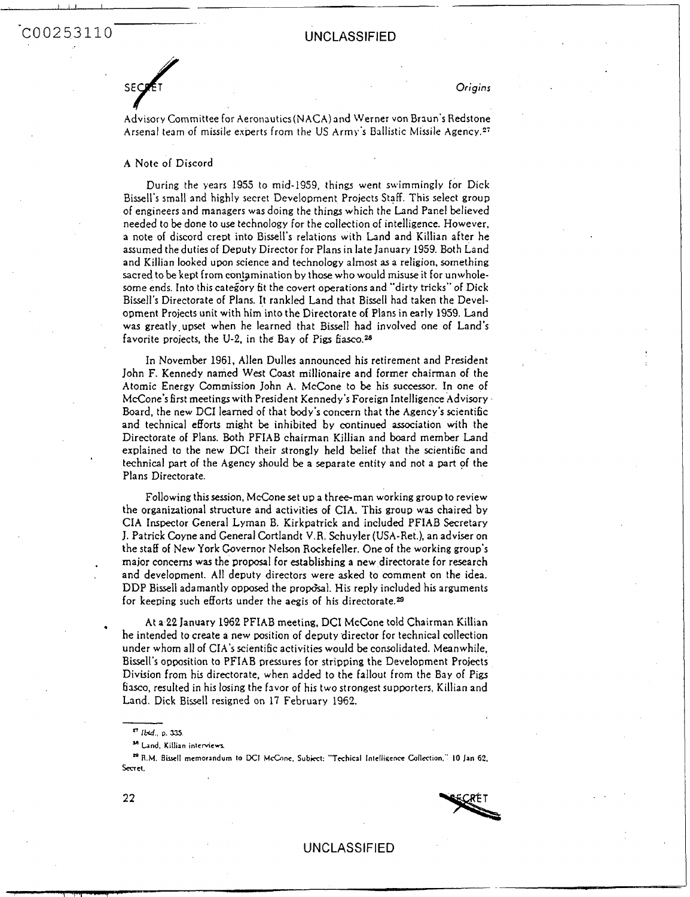Advisory Committee for Aeronautics (NACA) and Werner von Braun's Redstone Arsenal team of missile experts from the US Army's Ballistic Missile Agency.[27]

## A Note of Discord

During the years 1955 to mid-1959, things went swimmingly for Dick Bissell's small and highly secret Development Projects Staff. This select group of engineers and managers was doing the things which the Land Panel believed needed to be done to use technology for the collection of intelligence. However, a note of discord crept into Bissell's relations with Land and Killian after he assumed the duties of Deputy Director for Plans in late January 1959. Both Land and Killian looked upon science and technology almost as a religion, something sacred to be kept from contamination by those who would misuse it for unwholesome ends. Into this category fit the covert operations and "dirty tricks" of Dick Bissell's Directorate of Plans. It rankled Land that Bissell had taken the Development Projects unit with him into the Directorate of Plans in early 1959. Land was greatly upset when he learned that Bissell had involved one of Land's favorite projects, the U-2, in the Bay of Pigs fiasco.[28]

In November 1961, Allen Dulles announced his retirement and President John F. Kennedy named West Coast millionaire and former chairman of the Atomic Energy Commission John A. McCone to be his successor. In one of McCone's first meetings with President Kennedy's Foreign Intelligence Advisory Board, the new DCI learned of that body's concern that the Agency's scientific and technical efforts might be inhibited by continued association with the Directorate of Plans. Both PFIAB chairman Killian and board member Land explained to the new DCI their strongly held belief that the scientific and technical part of the Agency should be a separate entity and not a part of the Plans Directorate.

Following this session, McCone set up a three-man working group to review the organizational structure and activities of CIA. This group was chaired by CIA Inspector General Lyman B. Kirkpatrick and included PFIAB Secretary J. Patrick Coyne and General Cortlandt V.R. Schuyler (USA-Ret.), an adviser on the staff of New York Governor Nelson Rockefeller. One of the working group's major concerns was the proposal for establishing a new directorate for research and development. All deputy directors were asked to comment on the idea. DDP Bissell adamantly opposed the proposal. His reply included his arguments for keeping such efforts under the aegis of his directorate.[29]

At a 22 January 1962 PFIAB meeting, DCI McCone told Chairman Killian he intended to create a new position of deputy director for technical collection under whom all of CIA's scientific activities would be consolidated. Meanwhile, Bissell's opposition to PFIAB pressures for stripping the Development Projects Division from his directorate, when added to the fallout from the Bay of Pigs fiasco, resulted in his losing the favor of his two strongest supporters, Killian and Land. Dick Bissell resigned on 17 February 1962.

---

[27] *Ibid.*, p. 335.

[28] Land, Killian interviews.

[29] R.M. Bissell memorandum to DCI McCone, Subject: "Techical Intelligence Collection," 10 Jan 62, Secret.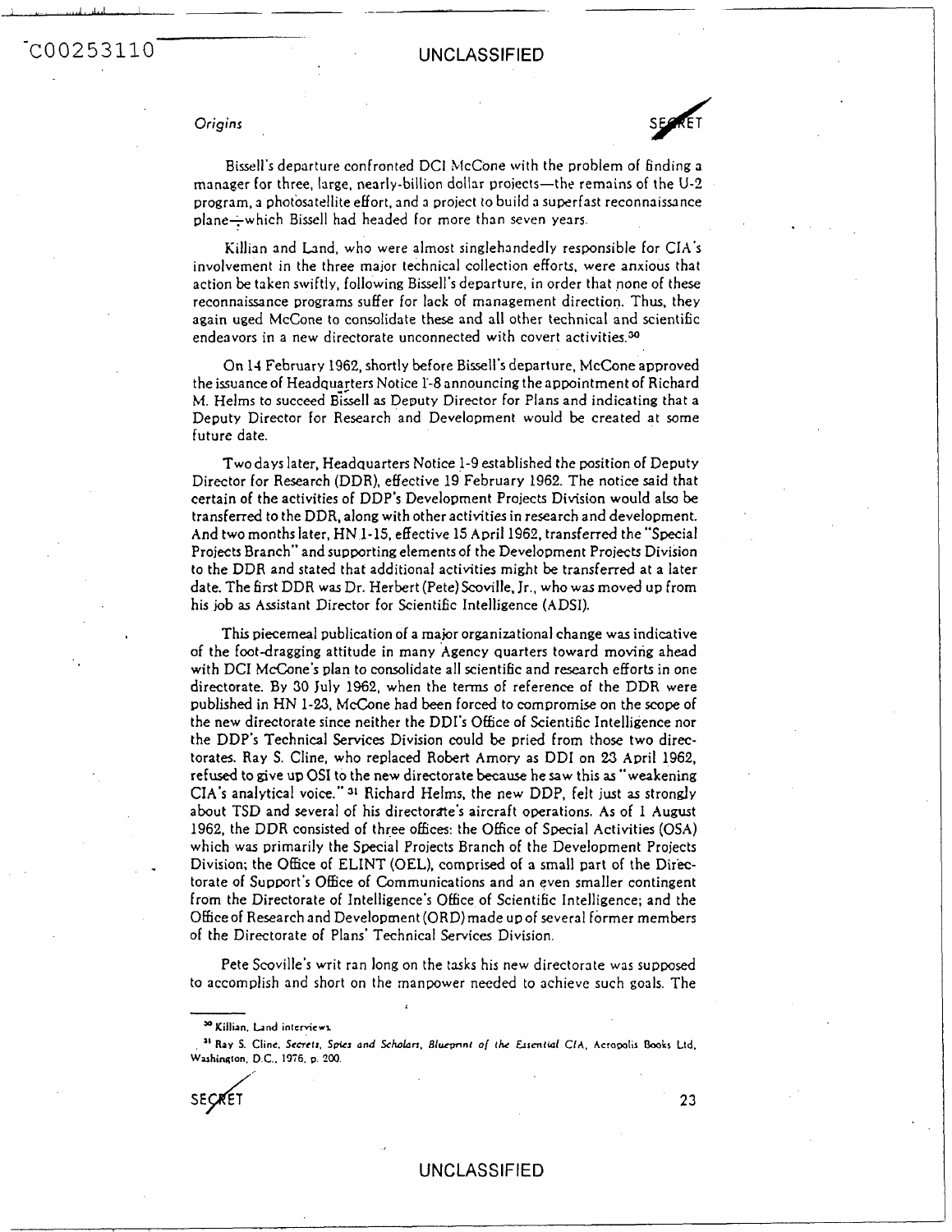Bissell's departure confronted DCI McCone with the problem of finding a manager for three, large, nearly-billion dollar projects—the remains of the U-2 program, a photosatellite effort, and a project to build a superfast reconnaissance plane—which Bissell had headed for more than seven years.

Killian and Land, who were almost singlehandedly responsible for CIA's involvement in the three major technical collection efforts, were anxious that action be taken swiftly, following Bissell's departure, in order that none of these reconnaissance programs suffer for lack of management direction. Thus, they again uged McCone to consolidate these and all other technical and scientific endeavors in a new directorate unconnected with covert activities.[30]

On 14 February 1962, shortly before Bissell's departure, McCone approved the issuance of Headquarters Notice 1-8 announcing the appointment of Richard M. Helms to succeed Bissell as Deputy Director for Plans and indicating that a Deputy Director for Research and Development would be created at some future date.

Two days later, Headquarters Notice 1-9 established the position of Deputy Director for Research (DDR), effective 19 February 1962. The notice said that certain of the activities of DDP's Development Projects Division would also be transferred to the DDR, along with other activities in research and development. And two months later, HN 1-15, effective 15 April 1962, transferred the "Special Projects Branch" and supporting elements of the Development Projects Division to the DDR and stated that additional activities might be transferred at a later date. The first DDR was Dr. Herbert (Pete) Scoville, Jr., who was moved up from his job as Assistant Director for Scientific Intelligence (ADSI).

This piecemeal publication of a major organizational change was indicative of the foot-dragging attitude in many Agency quarters toward moving ahead with DCI McCone's plan to consolidate all scientific and research efforts in one directorate. By 30 July 1962, when the terms of reference of the DDR were published in HN 1-23, McCone had been forced to compromise on the scope of the new directorate since neither the DDI's Office of Scientific Intelligence nor the DDP's Technical Services Division could be pried from those two directorates. Ray S. Cline, who replaced Robert Amory as DDI on 23 April 1962, refused to give up OSI to the new directorate because he saw this as "weakening CIA's analytical voice."[31] Richard Helms, the new DDP, felt just as strongly about TSD and several of his directorate's aircraft operations. As of 1 August 1962, the DDR consisted of three offices: the Office of Special Activities (OSA) which was primarily the Special Projects Branch of the Development Projects Division; the Office of ELINT (OEL), comprised of a small part of the Directorate of Support's Office of Communications and an even smaller contingent from the Directorate of Intelligence's Office of Scientific Intelligence; and the Office of Research and Development (ORD) made up of several former members of the Directorate of Plans' Technical Services Division.

Pete Scoville's writ ran long on the tasks his new directorate was supposed to accomplish and short on the manpower needed to achieve such goals. The

---

[30] Killian, Land interviews.

[31] Ray S. Cline, *Secrets, Spies and Scholars, Blueprint of the Essential CIA*, Acropolis Books Ltd, Washington, D.C., 1976, p. 200.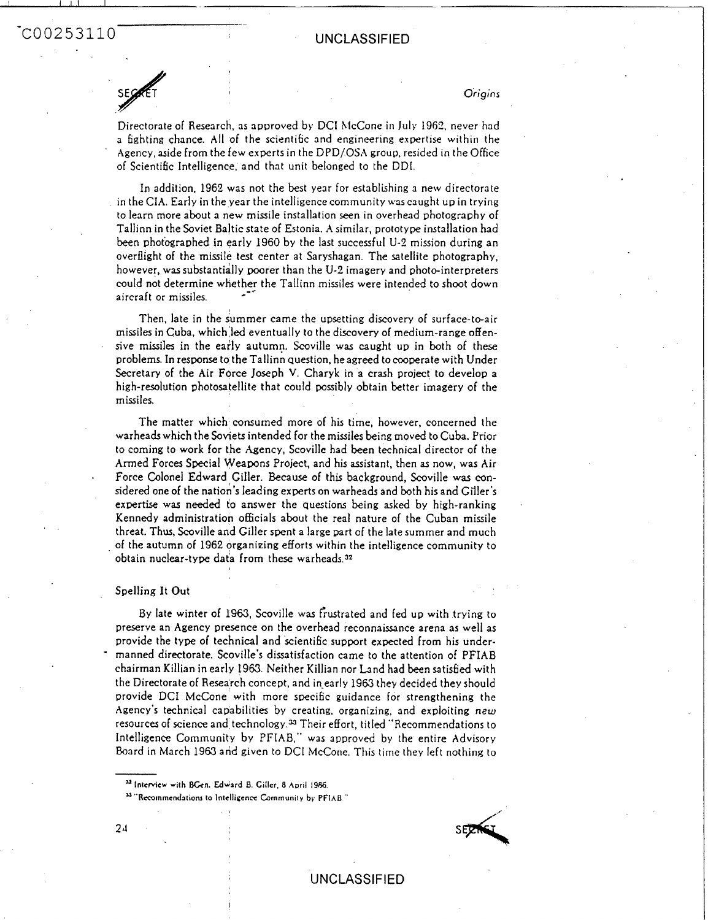Directorate of Research, as approved by DCI McCone in July 1962, never had a fighting chance. All of the scientific and engineering expertise within the Agency, aside from the few experts in the DPD/OSA group, resided in the Office of Scientific Intelligence, and that unit belonged to the DDI.

In addition, 1962 was not the best year for establishing a new directorate in the CIA. Early in the year the intelligence community was caught up in trying to learn more about a new missile installation seen in overhead photography of Tallinn in the Soviet Baltic state of Estonia. A similar, prototype installation had been photographed in early 1960 by the last successful U-2 mission during an overflight of the missile test center at Saryshagan. The satellite photography, however, was substantially poorer than the U-2 imagery and photo-interpreters could not determine whether the Tallinn missiles were intended to shoot down aircraft or missiles.

Then, late in the summer came the upsetting discovery of surface-to-air missiles in Cuba, which led eventually to the discovery of medium-range offensive missiles in the early autumn. Scoville was caught up in both of these problems. In response to the Tallinn question, he agreed to cooperate with Under Secretary of the Air Force Joseph V. Charyk in a crash project to develop a high-resolution photosatellite that could possibly obtain better imagery of the missiles.

The matter which consumed more of his time, however, concerned the warheads which the Soviets intended for the missiles being moved to Cuba. Prior to coming to work for the Agency, Scoville had been technical director of the Armed Forces Special Weapons Project, and his assistant, then as now, was Air Force Colonel Edward Giller. Because of this background, Scoville was considered one of the nation's leading experts on warheads and both his and Giller's expertise was needed to answer the questions being asked by high-ranking Kennedy administration officials about the real nature of the Cuban missile threat. Thus, Scoville and Giller spent a large part of the late summer and much of the autumn of 1962 organizing efforts within the intelligence community to obtain nuclear-type data from these warheads.[32]

### Spelling It Out

By late winter of 1963, Scoville was frustrated and fed up with trying to preserve an Agency presence on the overhead reconnaissance arena as well as provide the type of technical and scientific support expected from his undermanned directorate. Scoville's dissatisfaction came to the attention of PFIAB chairman Killian in early 1963. Neither Killian nor Land had been satisfied with the Directorate of Research concept, and in early 1963 they decided they should provide DCI McCone with more specific guidance for strengthening the Agency's technical capabilities by creating, organizing, and exploiting *new* resources of science and technology.[33] Their effort, titled "Recommendations to Intelligence Community by PFIAB," was approved by the entire Advisory Board in March 1963 and given to DCI McCone. This time they left nothing to

---

[32] Interview with BGen. Edward B. Giller, 8 April 1986.

[33] "Recommendations to Intelligence Community by PFIAB."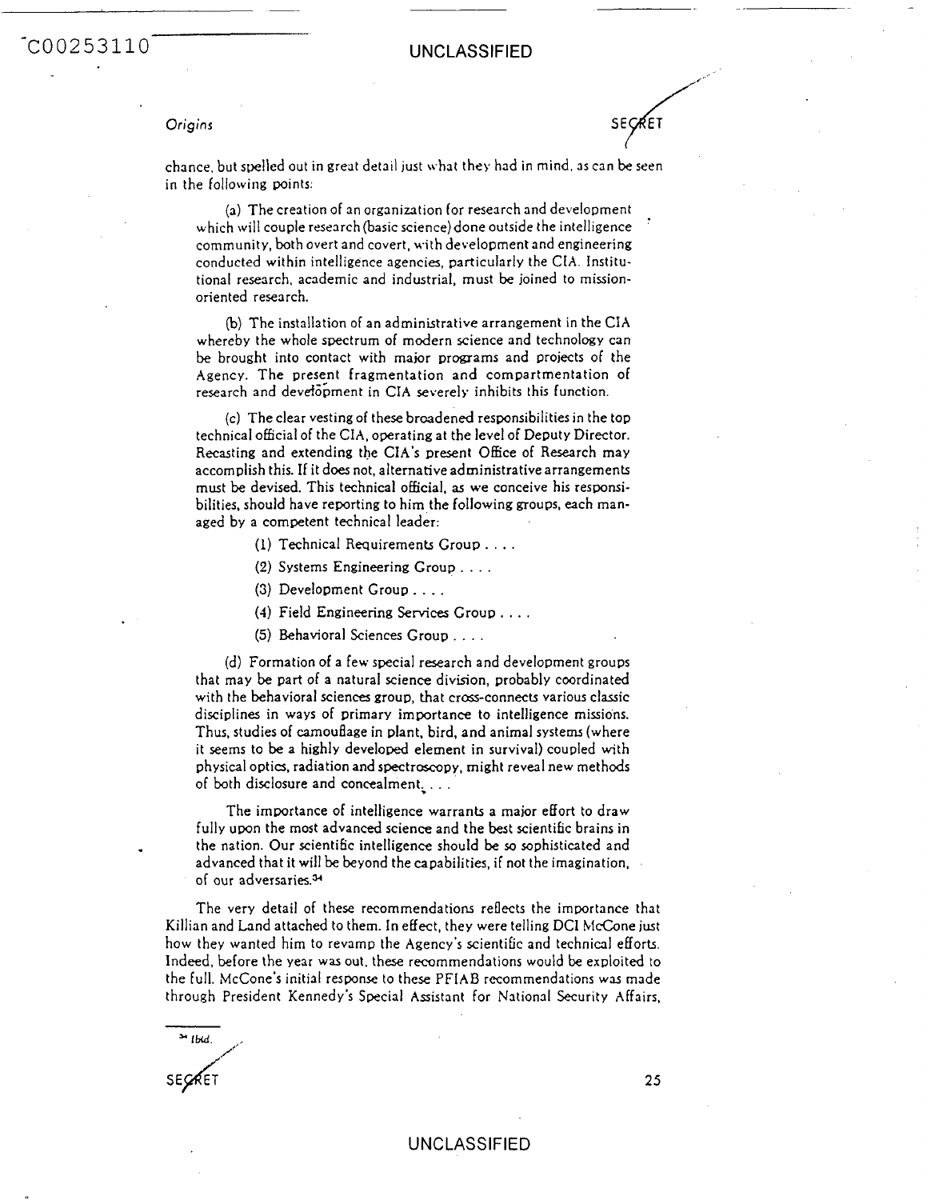chance, but spelled out in great detail just what they had in mind, as can be seen in the following points:

> (a) The creation of an organization for research and development which will couple research (basic science) done outside the intelligence community, both overt and covert, with development and engineering conducted within intelligence agencies, particularly the CIA. Institutional research, academic and industrial, must be joined to mission-oriented research.
>
> (b) The installation of an administrative arrangement in the CIA whereby the whole spectrum of modern science and technology can be brought into contact with major programs and projects of the Agency. The present fragmentation and compartmentation of research and development in CIA severely inhibits this function.
>
> (c) The clear vesting of these broadened responsibilities in the top technical official of the CIA, operating at the level of Deputy Director. Recasting and extending the CIA's present Office of Research may accomplish this. If it does not, alternative administrative arrangements must be devised. This technical official, as we conceive his responsibilities, should have reporting to him the following groups, each managed by a competent technical leader:
>
> (1) Technical Requirements Group . . . .
>
> (2) Systems Engineering Group . . . .
>
> (3) Development Group . . . .
>
> (4) Field Engineering Services Group . . . .
>
> (5) Behavioral Sciences Group . . . .
>
> (d) Formation of a few special research and development groups that may be part of a natural science division, probably coordinated with the behavioral sciences group, that cross-connects various classic disciplines in ways of primary importance to intelligence missions. Thus, studies of camouflage in plant, bird, and animal systems (where it seems to be a highly developed element in survival) coupled with physical optics, radiation and spectroscopy, might reveal new methods of both disclosure and concealment. . . .
>
> The importance of intelligence warrants a major effort to draw fully upon the most advanced science and the best scientific brains in the nation. Our scientific intelligence should be so sophisticated and advanced that it will be beyond the capabilities, if not the imagination, of our adversaries.[34]

The very detail of these recommendations reflects the importance that Killian and Land attached to them. In effect, they were telling DCI McCone just how they wanted him to revamp the Agency's scientific and technical efforts. Indeed, before the year was out, these recommendations would be exploited to the full. McCone's initial response to these PFIAB recommendations was made through President Kennedy's Special Assistant for National Security Affairs,

[34] Ibid.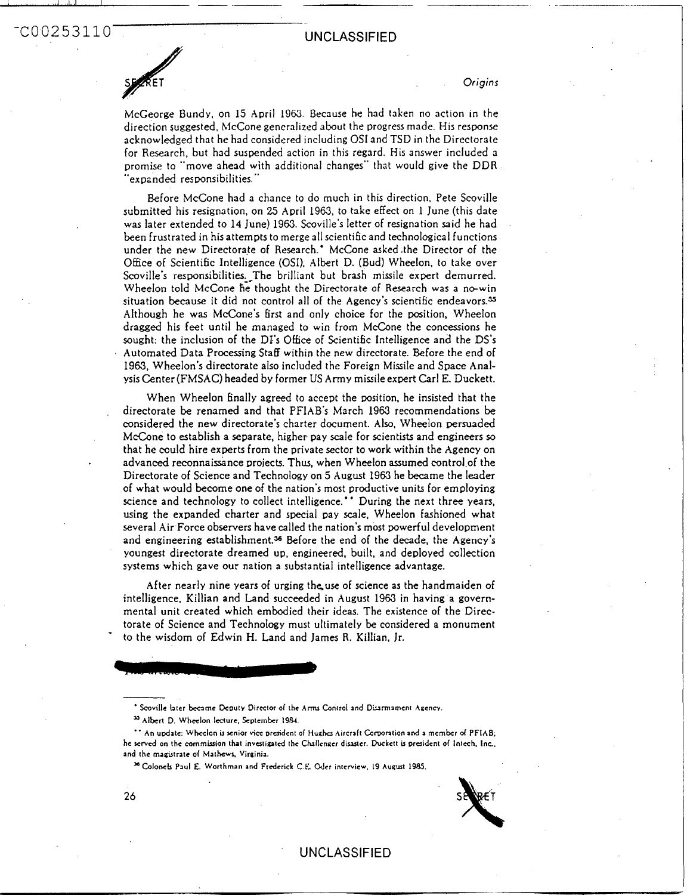McGeorge Bundy, on 15 April 1963. Because he had taken no action in the direction suggested, McCone generalized about the progress made. His response acknowledged that he had considered including OSI and TSD in the Directorate for Research, but had suspended action in this regard. His answer included a promise to "move ahead with additional changes" that would give the DDR "expanded responsibilities."

Before McCone had a chance to do much in this direction, Pete Scoville submitted his resignation, on 25 April 1963, to take effect on 1 June (this date was later extended to 14 June) 1963. Scoville's letter of resignation said he had been frustrated in his attempts to merge all scientific and technological functions under the new Directorate of Research.* McCone asked the Director of the Office of Scientific Intelligence (OSI), Albert D. (Bud) Wheelon, to take over Scoville's responsibilities. The brilliant but brash missile expert demurred. Wheelon told McCone he thought the Directorate of Research was a no-win situation because it did not control all of the Agency's scientific endeavors.[35] Although he was McCone's first and only choice for the position, Wheelon dragged his feet until he managed to win from McCone the concessions he sought: the inclusion of the DI's Office of Scientific Intelligence and the DS's Automated Data Processing Staff within the new directorate. Before the end of 1963, Wheelon's directorate also included the Foreign Missile and Space Analysis Center (FMSAC) headed by former US Army missile expert Carl E. Duckett.

When Wheelon finally agreed to accept the position, he insisted that the directorate be renamed and that PFIAB's March 1963 recommendations be considered the new directorate's charter document. Also, Wheelon persuaded McCone to establish a separate, higher pay scale for scientists and engineers so that he could hire experts from the private sector to work within the Agency on advanced reconnaissance projects. Thus, when Wheelon assumed control of the Directorate of Science and Technology on 5 August 1963 he became the leader of what would become one of the nation's most productive units for employing science and technology to collect intelligence.** During the next three years, using the expanded charter and special pay scale, Wheelon fashioned what several Air Force observers have called the nation's most powerful development and engineering establishment.[36] Before the end of the decade, the Agency's youngest directorate dreamed up, engineered, built, and deployed collection systems which gave our nation a substantial intelligence advantage.

After nearly nine years of urging the use of science as the handmaiden of intelligence, Killian and Land succeeded in August 1963 in having a governmental unit created which embodied their ideas. The existence of the Directorate of Science and Technology must ultimately be considered a monument to the wisdom of Edwin H. Land and James R. Killian, Jr.

---

\* Scoville later became Deputy Director of the Arms Control and Disarmament Agency.

[35] Albert D. Wheelon lecture, September 1984.

\*\* An update: Wheelon is senior vice president of Hughes Aircraft Corporation and a member of PFIAB; he served on the commission that investigated the Challenger disaster. Duckett is president of Intech, Inc., and the magistrate of Mathews, Virginia.

[36] Colonels Paul E. Worthman and Frederick C.E. Oder interview, 19 August 1985.